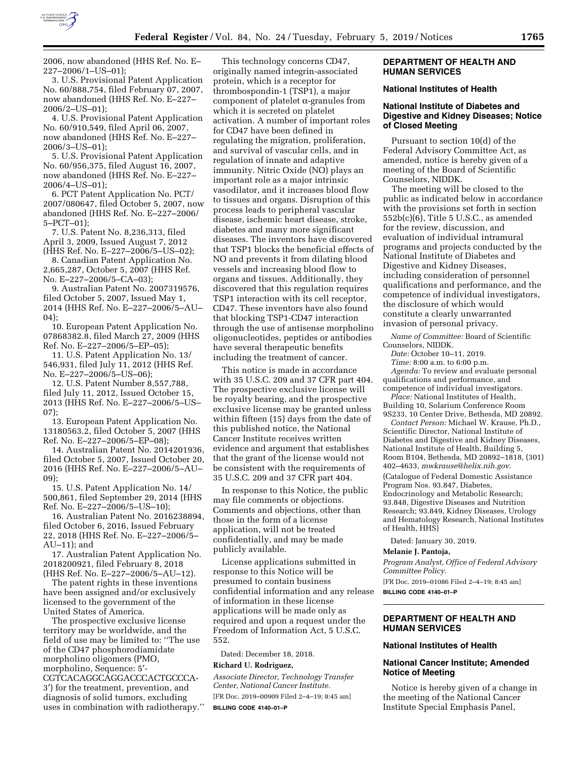2006, now abandoned (HHS Ref. No. E–227–2006/1–US–01);

3. U.S. Provisional Patent Application No. 60/888,754, filed February 07, 2007, now abandoned (HHS Ref. No. E–227–2006/2–US–01);

4. U.S. Provisional Patent Application No. 60/910,549, filed April 06, 2007, now abandoned (HHS Ref. No. E–227–2006/3–US–01);

5. U.S. Provisional Patent Application No. 60/956,375, filed August 16, 2007, now abandoned (HHS Ref. No. E–227–2006/4–US–01);

6. PCT Patent Application No. PCT/2007/080647, filed October 5, 2007, now abandoned (HHS Ref. No. E–227–2006/5–PCT–01);

7. U.S. Patent No. 8,236,313, filed April 3, 2009, Issued August 7, 2012 (HHS Ref. No. E–227–2006/5–US–02);

8. Canadian Patent Application No. 2,665,287, October 5, 2007 (HHS Ref. No. E–227–2006/5–CA–03);

9. Australian Patent No. 2007319576, filed October 5, 2007, Issued May 1, 2014 (HHS Ref. No. E–227–2006/5–AU–04);

10. European Patent Application No. 07868382.8, filed March 27, 2009 (HHS Ref. No. E–227–2006/5–EP–05);

11. U.S. Patent Application No. 13/546,931, filed July 11, 2012 (HHS Ref. No. E–227–2006/5–US–06);

12. U.S. Patent Number 8,557,788, filed July 11, 2012, Issued October 15, 2013 (HHS Ref. No. E–227–2006/5–US–07);

13. European Patent Application No. 13180563.2, filed October 5, 2007 (HHS Ref. No. E–227–2006/5–EP–08);

14. Australian Patent No. 2014201936, filed October 5, 2007, Issued October 20, 2016 (HHS Ref. No. E–227–2006/5–AU–09);

15. U.S. Patent Application No. 14/500,861, filed September 29, 2014 (HHS Ref. No. E–227–2006/5–US–10);

16. Australian Patent No. 2016238894, filed October 6, 2016, Issued February 22, 2018 (HHS Ref. No. E–227–2006/5–AU–11); and

17. Australian Patent Application No. 2018200921, filed February 8, 2018 (HHS Ref. No. E–227–2006/5–AU–12).

The patent rights in these inventions have been assigned and/or exclusively licensed to the government of the United States of America.

The prospective exclusive license territory may be worldwide, and the field of use may be limited to: ''The use of the CD47 phosphorodiamidate morpholino oligomers (PMO, morpholino, Sequence: 5′-CGTCACAGGCAGGACCCACTGCCCA-3′) for the treatment, prevention, and diagnosis of solid tumors, excluding uses in combination with radiotherapy.''

This technology concerns CD47, originally named integrin-associated protein, which is a receptor for thrombospondin-1 (TSP1), a major component of platelet α-granules from which it is secreted on platelet activation. A number of important roles for CD47 have been defined in regulating the migration, proliferation, and survival of vascular cells, and in regulation of innate and adaptive immunity. Nitric Oxide (NO) plays an important role as a major intrinsic vasodilator, and it increases blood flow to tissues and organs. Disruption of this process leads to peripheral vascular disease, ischemic heart disease, stroke, diabetes and many more significant diseases. The inventors have discovered that TSP1 blocks the beneficial effects of NO and prevents it from dilating blood vessels and increasing blood flow to organs and tissues. Additionally, they discovered that this regulation requires TSP1 interaction with its cell receptor, CD47. These inventors have also found that blocking TSP1-CD47 interaction through the use of antisense morpholino oligonucleotides, peptides or antibodies have several therapeutic benefits including the treatment of cancer.

This notice is made in accordance with 35 U.S.C. 209 and 37 CFR part 404. The prospective exclusive license will be royalty bearing, and the prospective exclusive license may be granted unless within fifteen (15) days from the date of this published notice, the National Cancer Institute receives written evidence and argument that establishes that the grant of the license would not be consistent with the requirements of 35 U.S.C. 209 and 37 CFR part 404.

In response to this Notice, the public may file comments or objections. Comments and objections, other than those in the form of a license application, will not be treated confidentially, and may be made publicly available.

License applications submitted in response to this Notice will be presumed to contain business confidential information and any release of information in these license applications will be made only as required and upon a request under the Freedom of Information Act, 5 U.S.C. 552.

Dated: December 18, 2018.

**Richard U. Rodriguez,**

*Associate Director, Technology Transfer Center, National Cancer Institute.*

[FR Doc. 2019–00909 Filed 2–4–19; 8:45 am]

**BILLING CODE 4140–01–P**

## DEPARTMENT OF HEALTH AND HUMAN SERVICES

### National Institutes of Health

### National Institute of Diabetes and Digestive and Kidney Diseases; Notice of Closed Meeting

Pursuant to section 10(d) of the Federal Advisory Committee Act, as amended, notice is hereby given of a meeting of the Board of Scientific Counselors, NIDDK.

The meeting will be closed to the public as indicated below in accordance with the provisions set forth in section 552b(c)(6), Title 5 U.S.C., as amended for the review, discussion, and evaluation of individual intramural programs and projects conducted by the National Institute of Diabetes and Digestive and Kidney Diseases, including consideration of personnel qualifications and performance, and the competence of individual investigators, the disclosure of which would constitute a clearly unwarranted invasion of personal privacy.

*Name of Committee:* Board of Scientific Counselors, NIDDK.

*Date:* October 10–11, 2019.

*Time:* 8:00 a.m. to 6:00 p.m.

*Agenda:* To review and evaluate personal qualifications and performance, and competence of individual investigators.

*Place:* National Institutes of Health, Building 10, Solarium Conference Room 9S233, 10 Center Drive, Bethesda, MD 20892.

*Contact Person:* Michael W. Krause, Ph.D., Scientific Director, National Institute of Diabetes and Digestive and Kidney Diseases, National Institute of Health, Building 5, Room B104, Bethesda, MD 20892–1818, (301) 402–4633, *mwkrause@helix.nih.gov.*

(Catalogue of Federal Domestic Assistance Program Nos. 93.847, Diabetes, Endocrinology and Metabolic Research; 93.848, Digestive Diseases and Nutrition Research; 93.849, Kidney Diseases, Urology and Hematology Research, National Institutes of Health, HHS)

Dated: January 30, 2019.

**Melanie J. Pantoja,**

*Program Analyst, Office of Federal Advisory Committee Policy.*

[FR Doc. 2019–01086 Filed 2–4–19; 8:45 am]

**BILLING CODE 4140–01–P**

## DEPARTMENT OF HEALTH AND HUMAN SERVICES

### National Institutes of Health

### National Cancer Institute; Amended Notice of Meeting

Notice is hereby given of a change in the meeting of the National Cancer Institute Special Emphasis Panel,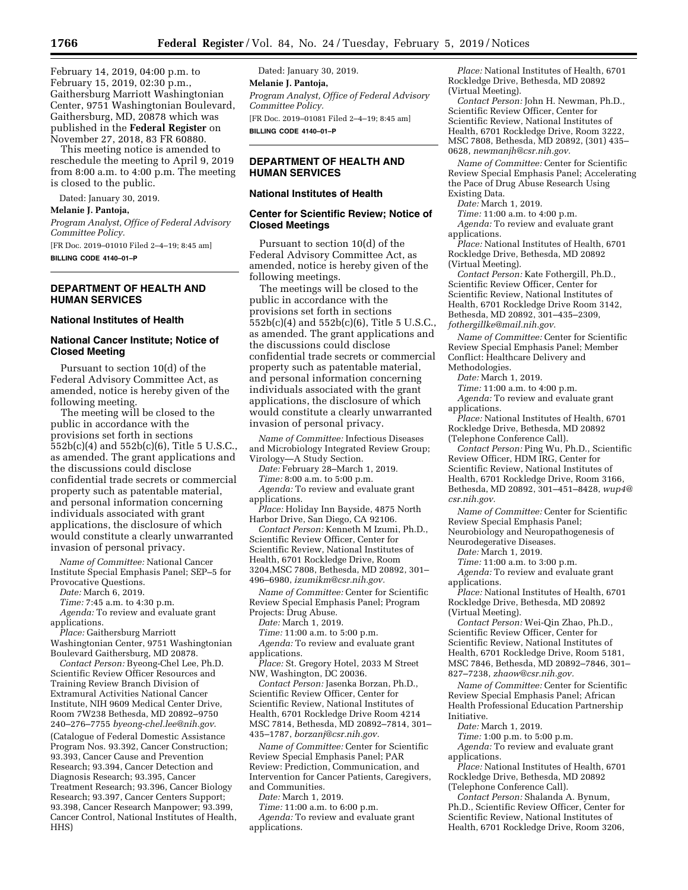February 14, 2019, 04:00 p.m. to February 15, 2019, 02:30 p.m., Gaithersburg Marriott Washingtonian Center, 9751 Washingtonian Boulevard, Gaithersburg, MD, 20878 which was published in the **Federal Register** on November 27, 2018, 83 FR 60880.

This meeting notice is amended to reschedule the meeting to April 9, 2019 from 8:00 a.m. to 4:00 p.m. The meeting is closed to the public.

Dated: January 30, 2019.

**Melanie J. Pantoja,**

*Program Analyst, Office of Federal Advisory Committee Policy.*

[FR Doc. 2019–01010 Filed 2–4–19; 8:45 am]

**BILLING CODE 4140–01–P**

## DEPARTMENT OF HEALTH AND HUMAN SERVICES

### National Institutes of Health

### National Cancer Institute; Notice of Closed Meeting

Pursuant to section 10(d) of the Federal Advisory Committee Act, as amended, notice is hereby given of the following meeting.

The meeting will be closed to the public in accordance with the provisions set forth in sections 552b(c)(4) and 552b(c)(6), Title 5 U.S.C., as amended. The grant applications and the discussions could disclose confidential trade secrets or commercial property such as patentable material, and personal information concerning individuals associated with grant applications, the disclosure of which would constitute a clearly unwarranted invasion of personal privacy.

*Name of Committee:* National Cancer Institute Special Emphasis Panel; SEP–5 for Provocative Questions.

*Date:* March 6, 2019.

*Time:* 7:45 a.m. to 4:30 p.m.

*Agenda:* To review and evaluate grant applications.

*Place:* Gaithersburg Marriott Washingtonian Center, 9751 Washingtonian Boulevard Gaithersburg, MD 20878.

*Contact Person:* Byeong-Chel Lee, Ph.D. Scientific Review Officer Resources and Training Review Branch Division of Extramural Activities National Cancer Institute, NIH 9609 Medical Center Drive, Room 7W238 Bethesda, MD 20892–9750 240–276–7755 *byeong-chel.lee@nih.gov.*

(Catalogue of Federal Domestic Assistance Program Nos. 93.392, Cancer Construction; 93.393, Cancer Cause and Prevention Research; 93.394, Cancer Detection and Diagnosis Research; 93.395, Cancer Treatment Research; 93.396, Cancer Biology Research; 93.397, Cancer Centers Support; 93.398, Cancer Research Manpower; 93.399, Cancer Control, National Institutes of Health, HHS)

Dated: January 30, 2019.

**Melanie J. Pantoja,**

*Program Analyst, Office of Federal Advisory Committee Policy.*

[FR Doc. 2019–01081 Filed 2–4–19; 8:45 am]

**BILLING CODE 4140–01–P**

## DEPARTMENT OF HEALTH AND HUMAN SERVICES

### National Institutes of Health

### Center for Scientific Review; Notice of Closed Meetings

Pursuant to section 10(d) of the Federal Advisory Committee Act, as amended, notice is hereby given of the following meetings.

The meetings will be closed to the public in accordance with the provisions set forth in sections 552b(c)(4) and 552b(c)(6), Title 5 U.S.C., as amended. The grant applications and the discussions could disclose confidential trade secrets or commercial property such as patentable material, and personal information concerning individuals associated with the grant applications, the disclosure of which would constitute a clearly unwarranted invasion of personal privacy.

*Name of Committee:* Infectious Diseases and Microbiology Integrated Review Group; Virology—A Study Section.

*Date:* February 28–March 1, 2019.

*Time:* 8:00 a.m. to 5:00 p.m.

*Agenda:* To review and evaluate grant applications.

*Place:* Holiday Inn Bayside, 4875 North Harbor Drive, San Diego, CA 92106.

*Contact Person:* Kenneth M Izumi, Ph.D., Scientific Review Officer, Center for Scientific Review, National Institutes of Health, 6701 Rockledge Drive, Room 3204,MSC 7808, Bethesda, MD 20892, 301–496–6980, *izumikm@csr.nih.gov.*

*Name of Committee:* Center for Scientific Review Special Emphasis Panel; Program Projects: Drug Abuse.

*Date:* March 1, 2019.

*Time:* 11:00 a.m. to 5:00 p.m.

*Agenda:* To review and evaluate grant applications.

*Place:* St. Gregory Hotel, 2033 M Street NW, Washington, DC 20036.

*Contact Person:* Jasenka Borzan, Ph.D., Scientific Review Officer, Center for Scientific Review, National Institutes of Health, 6701 Rockledge Drive Room 4214 MSC 7814, Bethesda, MD 20892–7814, 301–435–1787, *borzanj@csr.nih.gov.*

*Name of Committee:* Center for Scientific Review Special Emphasis Panel; PAR Review: Prediction, Communication, and Intervention for Cancer Patients, Caregivers, and Communities.

*Date:* March 1, 2019.

*Time:* 11:00 a.m. to 6:00 p.m.

*Agenda:* To review and evaluate grant applications.

*Place:* National Institutes of Health, 6701 Rockledge Drive, Bethesda, MD 20892 (Virtual Meeting).

*Contact Person:* John H. Newman, Ph.D., Scientific Review Officer, Center for Scientific Review, National Institutes of Health, 6701 Rockledge Drive, Room 3222, MSC 7808, Bethesda, MD 20892, (301) 435–0628, *newmanjh@csr.nih.gov.*

*Name of Committee:* Center for Scientific Review Special Emphasis Panel; Accelerating the Pace of Drug Abuse Research Using Existing Data.

*Date:* March 1, 2019.

*Time:* 11:00 a.m. to 4:00 p.m.

*Agenda:* To review and evaluate grant applications.

*Place:* National Institutes of Health, 6701 Rockledge Drive, Bethesda, MD 20892 (Virtual Meeting).

*Contact Person:* Kate Fothergill, Ph.D., Scientific Review Officer, Center for Scientific Review, National Institutes of Health, 6701 Rockledge Drive Room 3142, Bethesda, MD 20892, 301–435–2309, *fothergillke@mail.nih.gov.*

*Name of Committee:* Center for Scientific Review Special Emphasis Panel; Member Conflict: Healthcare Delivery and Methodologies.

*Date:* March 1, 2019.

*Time:* 11:00 a.m. to 4:00 p.m.

*Agenda:* To review and evaluate grant applications.

*Place:* National Institutes of Health, 6701 Rockledge Drive, Bethesda, MD 20892 (Telephone Conference Call).

*Contact Person:* Ping Wu, Ph.D., Scientific Review Officer, HDM IRG, Center for Scientific Review, National Institutes of Health, 6701 Rockledge Drive, Room 3166, Bethesda, MD 20892, 301–451–8428, *wup4@csr.nih.gov.*

*Name of Committee:* Center for Scientific Review Special Emphasis Panel; Neurobiology and Neuropathogenesis of Neurodegenerative Diseases.

*Date:* March 1, 2019.

*Time:* 11:00 a.m. to 3:00 p.m.

*Agenda:* To review and evaluate grant applications.

*Place:* National Institutes of Health, 6701 Rockledge Drive, Bethesda, MD 20892 (Virtual Meeting).

*Contact Person:* Wei-Qin Zhao, Ph.D., Scientific Review Officer, Center for Scientific Review, National Institutes of Health, 6701 Rockledge Drive, Room 5181, MSC 7846, Bethesda, MD 20892–7846, 301–827–7238, *zhaow@csr.nih.gov.*

*Name of Committee:* Center for Scientific Review Special Emphasis Panel; African Health Professional Education Partnership Initiative.

*Date:* March 1, 2019.

*Time:* 1:00 p.m. to 5:00 p.m.

*Agenda:* To review and evaluate grant applications.

*Place:* National Institutes of Health, 6701 Rockledge Drive, Bethesda, MD 20892 (Telephone Conference Call).

*Contact Person:* Shalanda A. Bynum, Ph.D., Scientific Review Officer, Center for Scientific Review, National Institutes of Health, 6701 Rockledge Drive, Room 3206,